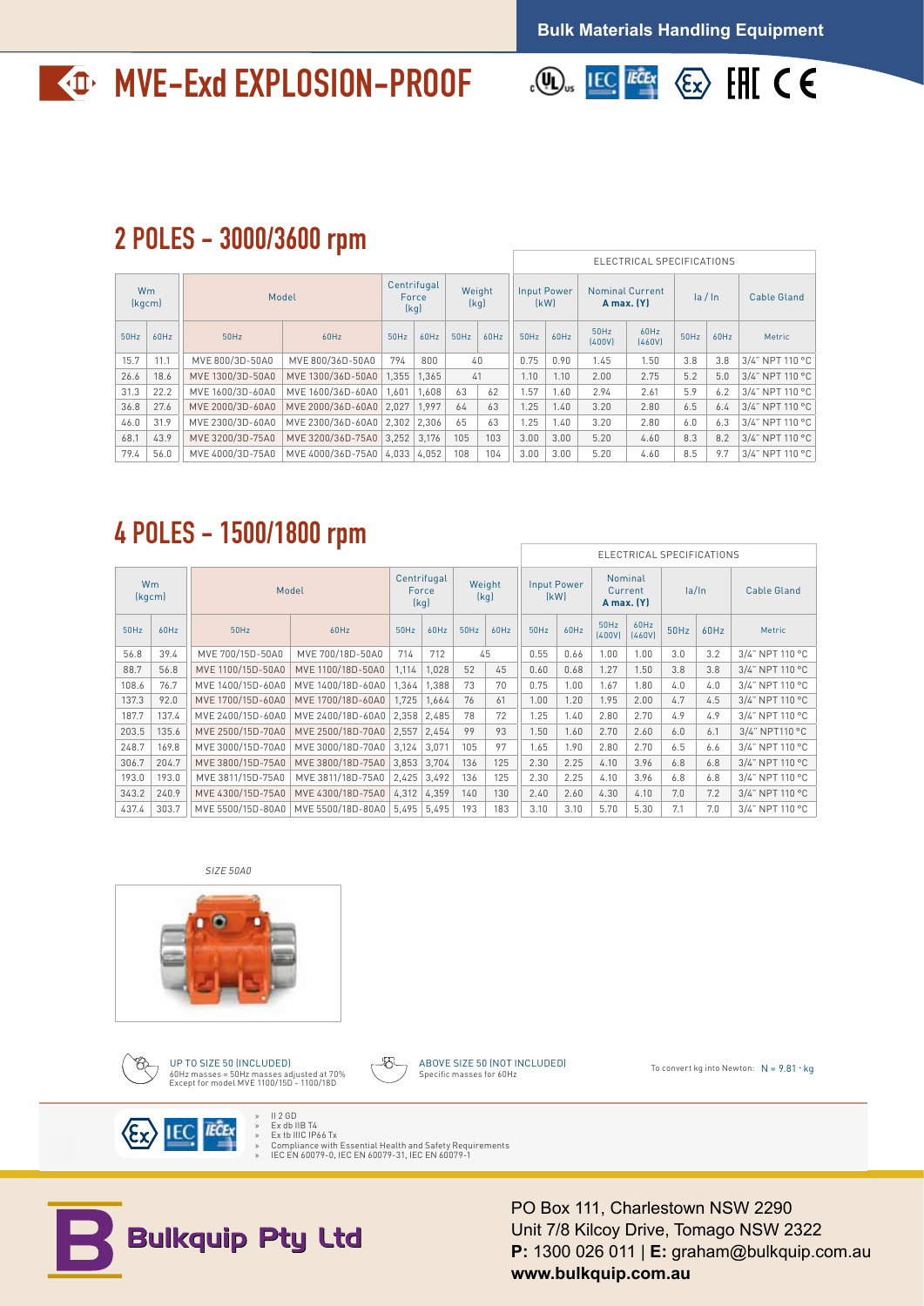Bulk Materials Handling Equipment

# MVE-Exd EXPLOSION-PROOF

## 2 POLES - 3000/3600 rpm

| Wm (kgcm) | | Model | | Centrifugal Force (kg) | | Weight (kg) | | ELECTRICAL SPECIFICATIONS Input Power (kW) | | Nominal Current **A max. (Y)** | | Ia / In | | Cable Gland |
|---|---|---|---|---|---|---|---|---|---|---|---|---|---|---|
| 50Hz | 60Hz | 50Hz | 60Hz | 50Hz | 60Hz | 50Hz | 60Hz | 50Hz | 60Hz | 50Hz (400V) | 60Hz (460V) | 50Hz | 60Hz | Metric |
| 15.7 | 11.1 | MVE 800/3D-50A0 | MVE 800/36D-50A0 | 794 | 800 | 40 | | 0.75 | 0.90 | 1.45 | 1.50 | 3.8 | 3.8 | 3/4" NPT 110 °C |
| 26.6 | 18.6 | MVE 1300/3D-50A0 | MVE 1300/36D-50A0 | 1,355 | 1,365 | 41 | | 1.10 | 1.10 | 2.00 | 2.75 | 5.2 | 5.0 | 3/4" NPT 110 °C |
| 31.3 | 22.2 | MVE 1600/3D-60A0 | MVE 1600/36D-60A0 | 1,601 | 1,608 | 63 | 62 | 1.57 | 1.60 | 2.94 | 2.61 | 5.9 | 6.2 | 3/4" NPT 110 °C |
| 36.8 | 27.6 | MVE 2000/3D-60A0 | MVE 2000/36D-60A0 | 2,027 | 1,997 | 64 | 63 | 1.25 | 1.40 | 3.20 | 2.80 | 6.5 | 6.4 | 3/4" NPT 110 °C |
| 46.0 | 31.9 | MVE 2300/3D-60A0 | MVE 2300/36D-60A0 | 2,302 | 2,306 | 65 | 63 | 1.25 | 1.40 | 3.20 | 2.80 | 6.0 | 6.3 | 3/4" NPT 110 °C |
| 68.1 | 43.9 | MVE 3200/3D-75A0 | MVE 3200/36D-75A0 | 3,252 | 3,176 | 105 | 103 | 3.00 | 3.00 | 5.20 | 4.60 | 8.3 | 8.2 | 3/4" NPT 110 °C |
| 79.4 | 56.0 | MVE 4000/3D-75A0 | MVE 4000/36D-75A0 | 4,033 | 4,052 | 108 | 104 | 3.00 | 3.00 | 5.20 | 4.60 | 8.5 | 9.7 | 3/4" NPT 110 °C |

## 4 POLES - 1500/1800 rpm

| Wm (kgcm) | | Model | | Centrifugal Force (kg) | | Weight (kg) | | ELECTRICAL SPECIFICATIONS Input Power (kW) | | Nominal Current **A max. (Y)** | | Ia/In | | Cable Gland |
|---|---|---|---|---|---|---|---|---|---|---|---|---|---|---|
| 50Hz | 60Hz | 50Hz | 60Hz | 50Hz | 60Hz | 50Hz | 60Hz | 50Hz | 60Hz | 50Hz (400V) | 60Hz (460V) | 50Hz | 60Hz | Metric |
| 56.8 | 39.4 | MVE 700/15D-50A0 | MVE 700/18D-50A0 | 714 | 712 | 45 | | 0.55 | 0.66 | 1.00 | 1.00 | 3.0 | 3.2 | 3/4" NPT 110 °C |
| 88.7 | 56.8 | MVE 1100/15D-50A0 | MVE 1100/18D-50A0 | 1,114 | 1,028 | 52 | 45 | 0.60 | 0.68 | 1.27 | 1.50 | 3.8 | 3.8 | 3/4" NPT 110 °C |
| 108.6 | 76.7 | MVE 1400/15D-60A0 | MVE 1400/18D-60A0 | 1,364 | 1,388 | 73 | 70 | 0.75 | 1.00 | 1.67 | 1.80 | 4.0 | 4.0 | 3/4" NPT 110 °C |
| 137.3 | 92.0 | MVE 1700/15D-60A0 | MVE 1700/18D-60A0 | 1,725 | 1,664 | 76 | 61 | 1.00 | 1.20 | 1.95 | 2.00 | 4.7 | 4.5 | 3/4" NPT 110 °C |
| 187.7 | 137.4 | MVE 2400/15D-60A0 | MVE 2400/18D-60A0 | 2,358 | 2,485 | 78 | 72 | 1.25 | 1.40 | 2.80 | 2.70 | 4.9 | 4.9 | 3/4" NPT 110 °C |
| 203.5 | 135.6 | MVE 2500/15D-70A0 | MVE 2500/18D-70A0 | 2,557 | 2,454 | 99 | 93 | 1.50 | 1.60 | 2.70 | 2.60 | 6.0 | 6.1 | 3/4" NPT110 °C |
| 248.7 | 169.8 | MVE 3000/15D-70A0 | MVE 3000/18D-70A0 | 3,124 | 3,071 | 105 | 97 | 1.65 | 1.90 | 2.80 | 2.70 | 6.5 | 6.6 | 3/4" NPT 110 °C |
| 306.7 | 204.7 | MVE 3800/15D-75A0 | MVE 3800/18D-75A0 | 3,853 | 3,704 | 136 | 125 | 2.30 | 2.25 | 4.10 | 3.96 | 6.8 | 6.8 | 3/4" NPT 110 °C |
| 193.0 | 193.0 | MVE 3811/15D-75A0 | MVE 3811/18D-75A0 | 2,425 | 3,492 | 136 | 125 | 2.30 | 2.25 | 4.10 | 3.96 | 6.8 | 6.8 | 3/4" NPT 110 °C |
| 343.2 | 240.9 | MVE 4300/15D-75A0 | MVE 4300/18D-75A0 | 4,312 | 4,359 | 140 | 130 | 2.40 | 2.60 | 4.30 | 4.10 | 7.0 | 7.2 | 3/4" NPT 110 °C |
| 437.4 | 303.7 | MVE 5500/15D-80A0 | MVE 5500/18D-80A0 | 5,495 | 5,495 | 193 | 183 | 3.10 | 3.10 | 5.70 | 5.30 | 7.1 | 7.0 | 3/4" NPT 110 °C |

*SIZE 50A0*

UP TO SIZE 50 (INCLUDED)
60Hz masses = 50Hz masses adjusted at 70%
Except for model MVE 1100/15D - 1100/18D

ABOVE SIZE 50 (NOT INCLUDED)
Specific masses for 60Hz

To convert kg into Newton: N = 9.81 · kg

- II 2 GD
- Ex db IIB T4
- Ex tb IIIC IP66 Tx
- Compliance with Essential Health and Safety Requirements
- IEC EN 60079-0, IEC EN 60079-31, IEC EN 60079-1

**Bulkquip Pty Ltd**

PO Box 111, Charlestown NSW 2290
Unit 7/8 Kilcoy Drive, Tomago NSW 2322
**P:** 1300 026 011 | **E:** graham@bulkquip.com.au
**www.bulkquip.com.au**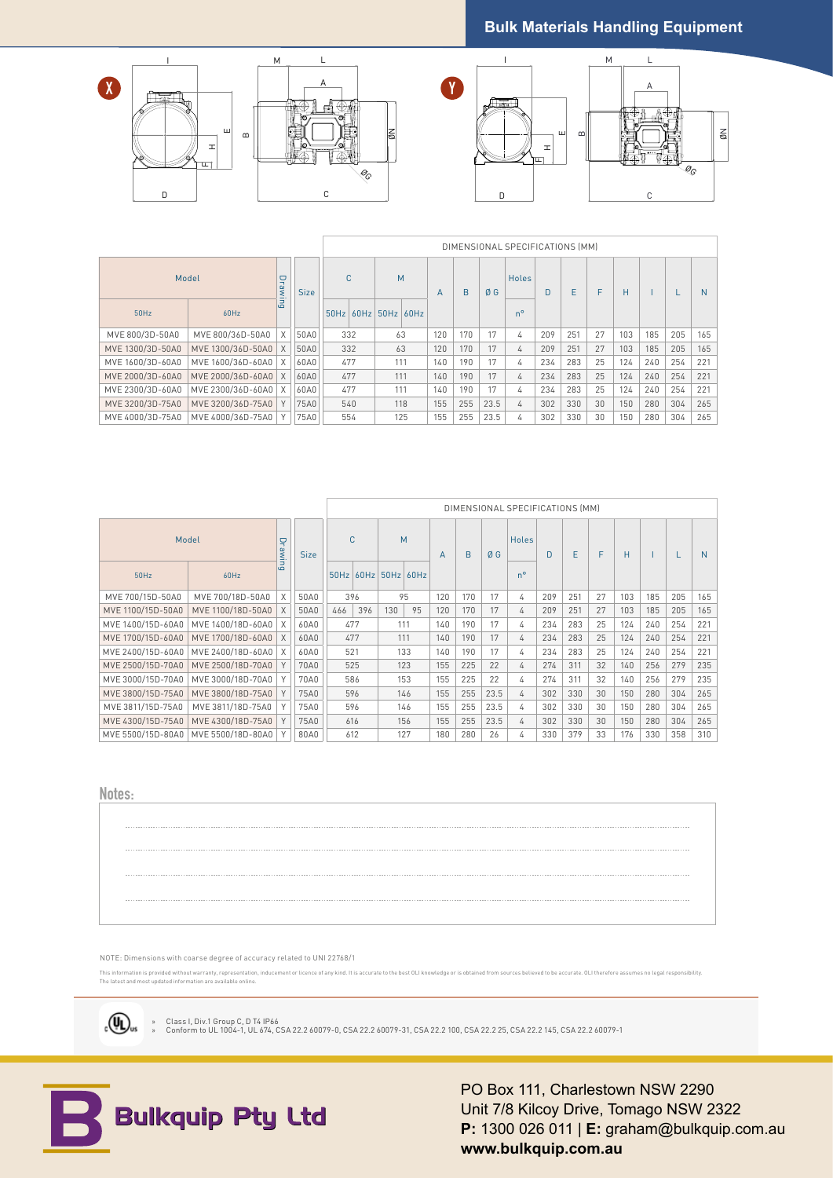## Bulk Materials Handling Equipment

X

I M L A B E H F D C ØN ØG

Y

I M L A B E H F D C ØN ØG

| Model | | Drawing | Size | DIMENSIONAL SPECIFICATIONS (MM) | | | | | | | | | | | | | | | |
|---|---|---|---|---|---|---|---|---|---|---|---|---|---|---|---|---|---|---|---|
| | | | | C | | M | | A | B | Ø G | Holes | D | E | F | H | I | L | N |
| 50Hz | 60Hz | | | 50Hz | 60Hz | 50Hz | 60Hz | | | | n° | | | | | | | |
| MVE 800/3D-50A0 | MVE 800/36D-50A0 | X | 50A0 | 332 | | 63 | | 120 | 170 | 17 | 4 | 209 | 251 | 27 | 103 | 185 | 205 | 165 |
| MVE 1300/3D-50A0 | MVE 1300/36D-50A0 | X | 50A0 | 332 | | 63 | | 120 | 170 | 17 | 4 | 209 | 251 | 27 | 103 | 185 | 205 | 165 |
| MVE 1600/3D-60A0 | MVE 1600/36D-60A0 | X | 60A0 | 477 | | 111 | | 140 | 190 | 17 | 4 | 234 | 283 | 25 | 124 | 240 | 254 | 221 |
| MVE 2000/3D-60A0 | MVE 2000/36D-60A0 | X | 60A0 | 477 | | 111 | | 140 | 190 | 17 | 4 | 234 | 283 | 25 | 124 | 240 | 254 | 221 |
| MVE 2300/3D-60A0 | MVE 2300/36D-60A0 | X | 60A0 | 477 | | 111 | | 140 | 190 | 17 | 4 | 234 | 283 | 25 | 124 | 240 | 254 | 221 |
| MVE 3200/3D-75A0 | MVE 3200/36D-75A0 | Y | 75A0 | 540 | | 118 | | 155 | 255 | 23.5 | 4 | 302 | 330 | 30 | 150 | 280 | 304 | 265 |
| MVE 4000/3D-75A0 | MVE 4000/36D-75A0 | Y | 75A0 | 554 | | 125 | | 155 | 255 | 23.5 | 4 | 302 | 330 | 30 | 150 | 280 | 304 | 265 |

| Model | | Drawing | Size | DIMENSIONAL SPECIFICATIONS (MM) | | | | | | | | | | | | | | | |
|---|---|---|---|---|---|---|---|---|---|---|---|---|---|---|---|---|---|---|---|
| | | | | C | | M | | A | B | Ø G | Holes | D | E | F | H | I | L | N |
| 50Hz | 60Hz | | | 50Hz | 60Hz | 50Hz | 60Hz | | | | n° | | | | | | | |
| MVE 700/15D-50A0 | MVE 700/18D-50A0 | X | 50A0 | 396 | | 95 | | 120 | 170 | 17 | 4 | 209 | 251 | 27 | 103 | 185 | 205 | 165 |
| MVE 1100/15D-50A0 | MVE 1100/18D-50A0 | X | 50A0 | 466 | 396 | 130 | 95 | 120 | 170 | 17 | 4 | 209 | 251 | 27 | 103 | 185 | 205 | 165 |
| MVE 1400/15D-60A0 | MVE 1400/18D-60A0 | X | 60A0 | 477 | | 111 | | 140 | 190 | 17 | 4 | 234 | 283 | 25 | 124 | 240 | 254 | 221 |
| MVE 1700/15D-60A0 | MVE 1700/18D-60A0 | X | 60A0 | 477 | | 111 | | 140 | 190 | 17 | 4 | 234 | 283 | 25 | 124 | 240 | 254 | 221 |
| MVE 2400/15D-60A0 | MVE 2400/18D-60A0 | X | 60A0 | 521 | | 133 | | 140 | 190 | 17 | 4 | 234 | 283 | 25 | 124 | 240 | 254 | 221 |
| MVE 2500/15D-70A0 | MVE 2500/18D-70A0 | Y | 70A0 | 525 | | 123 | | 155 | 225 | 22 | 4 | 274 | 311 | 32 | 140 | 256 | 279 | 235 |
| MVE 3000/15D-70A0 | MVE 3000/18D-70A0 | Y | 70A0 | 586 | | 153 | | 155 | 225 | 22 | 4 | 274 | 311 | 32 | 140 | 256 | 279 | 235 |
| MVE 3800/15D-75A0 | MVE 3800/18D-75A0 | Y | 75A0 | 596 | | 146 | | 155 | 255 | 23.5 | 4 | 302 | 330 | 30 | 150 | 280 | 304 | 265 |
| MVE 3811/15D-75A0 | MVE 3811/18D-75A0 | Y | 75A0 | 596 | | 146 | | 155 | 255 | 23.5 | 4 | 302 | 330 | 30 | 150 | 280 | 304 | 265 |
| MVE 4300/15D-75A0 | MVE 4300/18D-75A0 | Y | 75A0 | 616 | | 156 | | 155 | 255 | 23.5 | 4 | 302 | 330 | 30 | 150 | 280 | 304 | 265 |
| MVE 5500/15D-80A0 | MVE 5500/18D-80A0 | Y | 80A0 | 612 | | 127 | | 180 | 280 | 26 | 4 | 330 | 379 | 33 | 176 | 330 | 358 | 310 |

**Notes:**

NOTE: Dimensions with coarse degree of accuracy related to UNI 22768/1

This information is provided without warranty, representation, inducement or licence of any kind. It is accurate to the best OLI knowledge or is obtained from sources believed to be accurate. OLI therefore assumes no legal responsibility. The latest and most updated information are available online.

- Class I, Div.1 Group C, D T4 IP66
- Conform to UL 1004-1, UL 674, CSA 22.2 60079-0, CSA 22.2 60079-31, CSA 22.2 100, CSA 22.2 25, CSA 22.2 145, CSA 22.2 60079-1

**Bulkquip Pty Ltd**

PO Box 111, Charlestown NSW 2290
Unit 7/8 Kilcoy Drive, Tomago NSW 2322
**P:** 1300 026 011 | **E:** graham@bulkquip.com.au
**www.bulkquip.com.au**